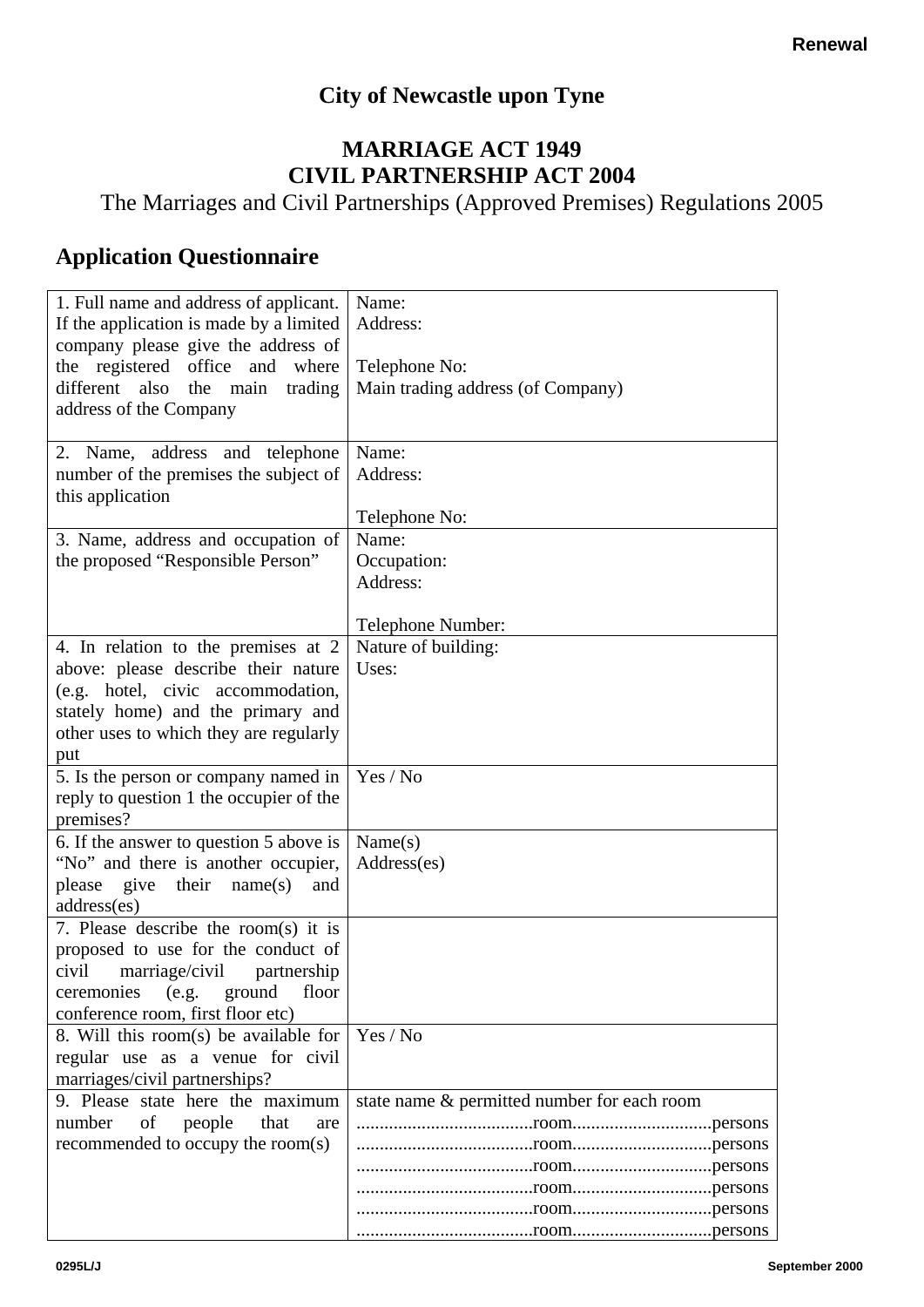**Renewal**

# City of Newcastle upon Tyne

## MARRIAGE ACT 1949
## CIVIL PARTNERSHIP ACT 2004

The Marriages and Civil Partnerships (Approved Premises) Regulations 2005

## Application Questionnaire

| | |
|---|---|
| 1. Full name and address of applicant. If the application is made by a limited company please give the address of the registered office and where different also the main trading address of the Company | Name:<br>Address:<br><br>Telephone No:<br>Main trading address (of Company) |
| 2. Name, address and telephone number of the premises the subject of this application | Name:<br>Address:<br><br>Telephone No: |
| 3. Name, address and occupation of the proposed "Responsible Person" | Name:<br>Occupation:<br>Address:<br><br>Telephone Number: |
| 4. In relation to the premises at 2 above: please describe their nature (e.g. hotel, civic accommodation, stately home) and the primary and other uses to which they are regularly put | Nature of building:<br>Uses: |
| 5. Is the person or company named in reply to question 1 the occupier of the premises? | Yes / No |
| 6. If the answer to question 5 above is "No" and there is another occupier, please give their name(s) and address(es) | Name(s)<br>Address(es) |
| 7. Please describe the room(s) it is proposed to use for the conduct of civil marriage/civil partnership ceremonies (e.g. ground floor conference room, first floor etc) | |
| 8. Will this room(s) be available for regular use as a venue for civil marriages/civil partnerships? | Yes / No |
| 9. Please state here the maximum number of people that are recommended to occupy the room(s) | state name & permitted number for each room<br>......................................room..............................persons<br>......................................room..............................persons<br>......................................room..............................persons<br>......................................room..............................persons<br>......................................room..............................persons<br>......................................room..............................persons |

0295L/J

September 2000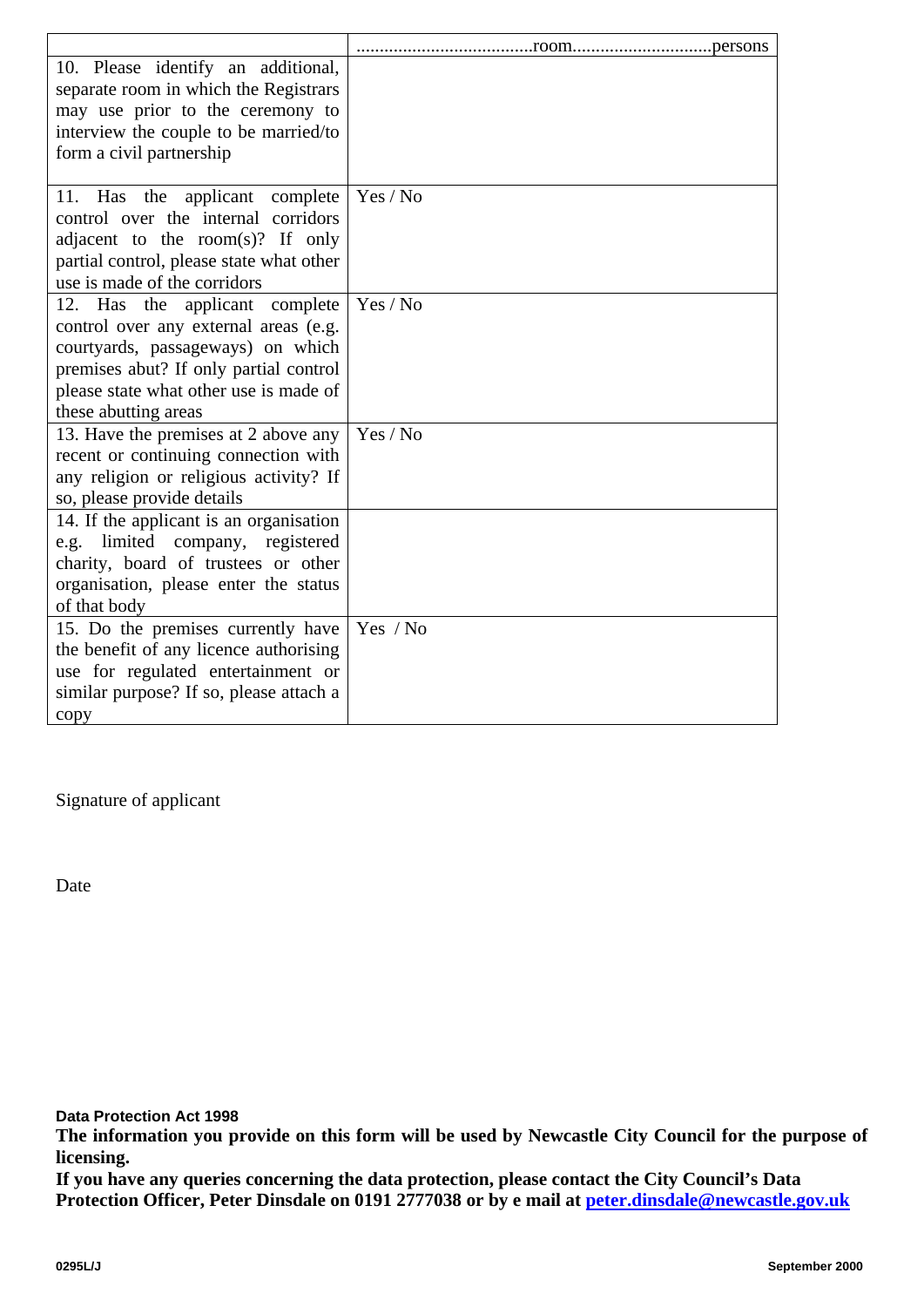| | |
|---|---|
| | ......................................room..............................persons |
| 10. Please identify an additional, separate room in which the Registrars may use prior to the ceremony to interview the couple to be married/to form a civil partnership | |
| 11. Has the applicant complete control over the internal corridors adjacent to the room(s)? If only partial control, please state what other use is made of the corridors | Yes / No |
| 12. Has the applicant complete control over any external areas (e.g. courtyards, passageways) on which premises abut? If only partial control please state what other use is made of these abutting areas | Yes / No |
| 13. Have the premises at 2 above any recent or continuing connection with any religion or religious activity? If so, please provide details | Yes / No |
| 14. If the applicant is an organisation e.g. limited company, registered charity, board of trustees or other organisation, please enter the status of that body | |
| 15. Do the premises currently have the benefit of any licence authorising use for regulated entertainment or similar purpose? If so, please attach a copy | Yes / No |

Signature of applicant

Date

**Data Protection Act 1998**

**The information you provide on this form will be used by Newcastle City Council for the purpose of licensing.**

**If you have any queries concerning the data protection, please contact the City Council's Data Protection Officer, Peter Dinsdale on 0191 2777038 or by e mail at peter.dinsdale@newcastle.gov.uk**

**0295L/J** **September 2000**